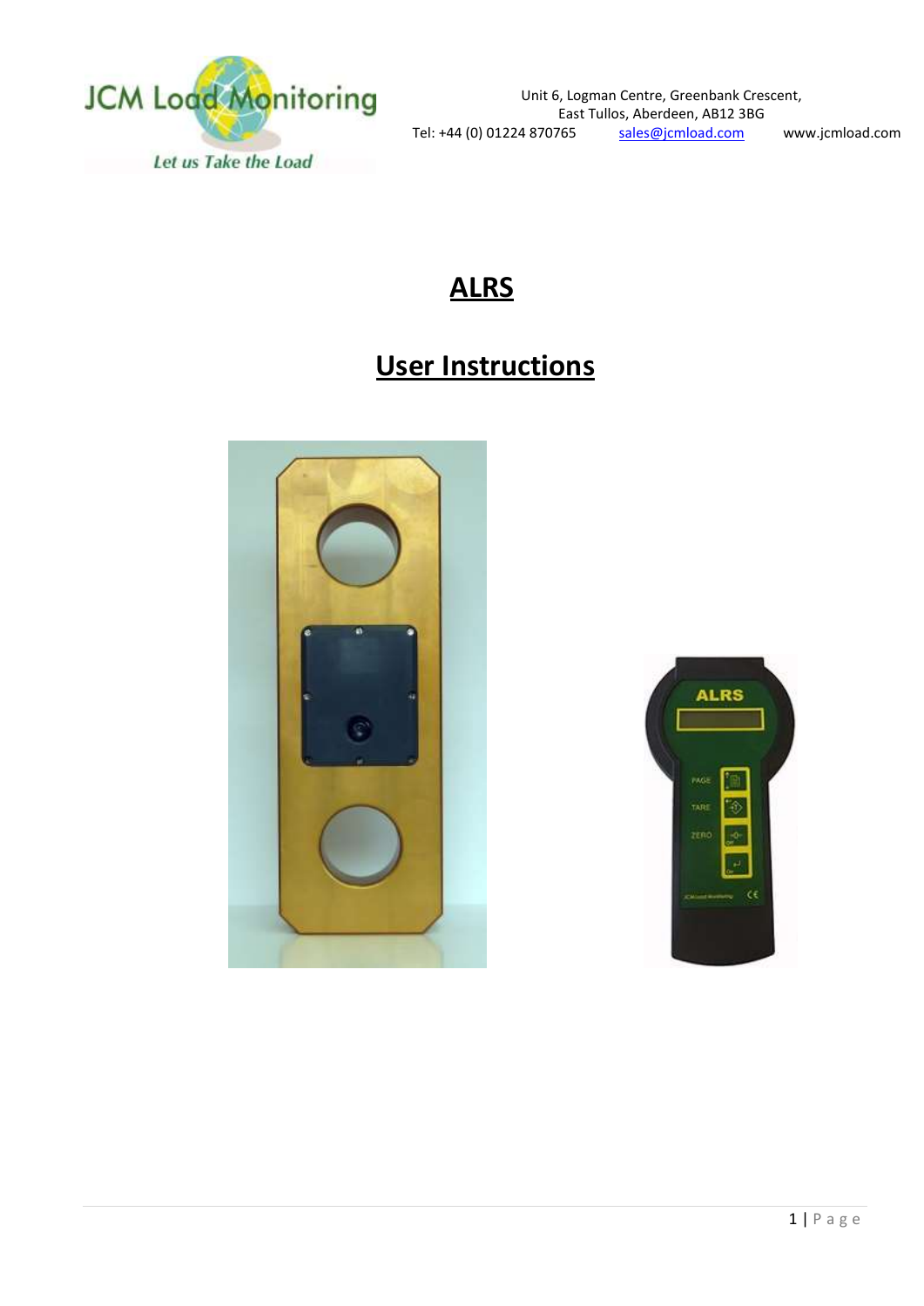JCM Load Monitoring

*Let us Take the Load*

Unit 6, Logman Centre, Greenbank Crescent,
East Tullos, Aberdeen, AB12 3BG
Tel: +44 (0) 01224 870765 sales@jcmload.com www.jcmload.com

# ALRS

# User Instructions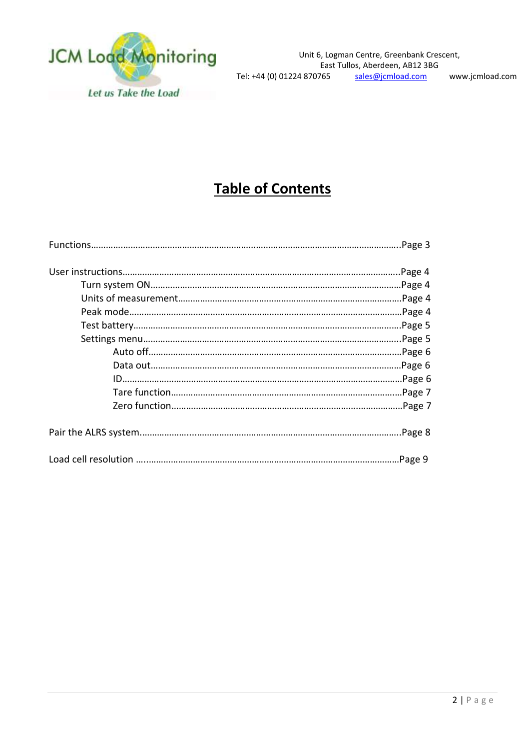JCM Load Monitoring

*Let us Take the Load*

Unit 6, Logman Centre, Greenbank Crescent,
East Tullos, Aberdeen, AB12 3BG
Tel: +44 (0) 01224 870765 sales@jcmload.com www.jcmload.com

# Table of Contents

Functions……………………………………………………………………………………………………………Page 3

User instructions……………………………………………………………………………………………Page 4
- Turn system ON……………………………………………………………………………………Page 4
- Units of measurement…………………………………………………………………………Page 4
- Peak mode…………………………………………………………………………………………Page 4
- Test battery…………………………………………………………………………………………Page 5
- Settings menu………………………………………………………………………………………Page 5
  - Auto off……………………………………………………………………………………Page 6
  - Data out……………………………………………………………………………………Page 6
  - ID……………………………………………………………………………………………Page 6
  - Tare function………………………………………………………………………………Page 7
  - Zero function………………………………………………………………………………Page 7

Pair the ALRS system………………………………………………………………………………………Page 8

Load cell resolution ………………………………………………………………………………………Page 9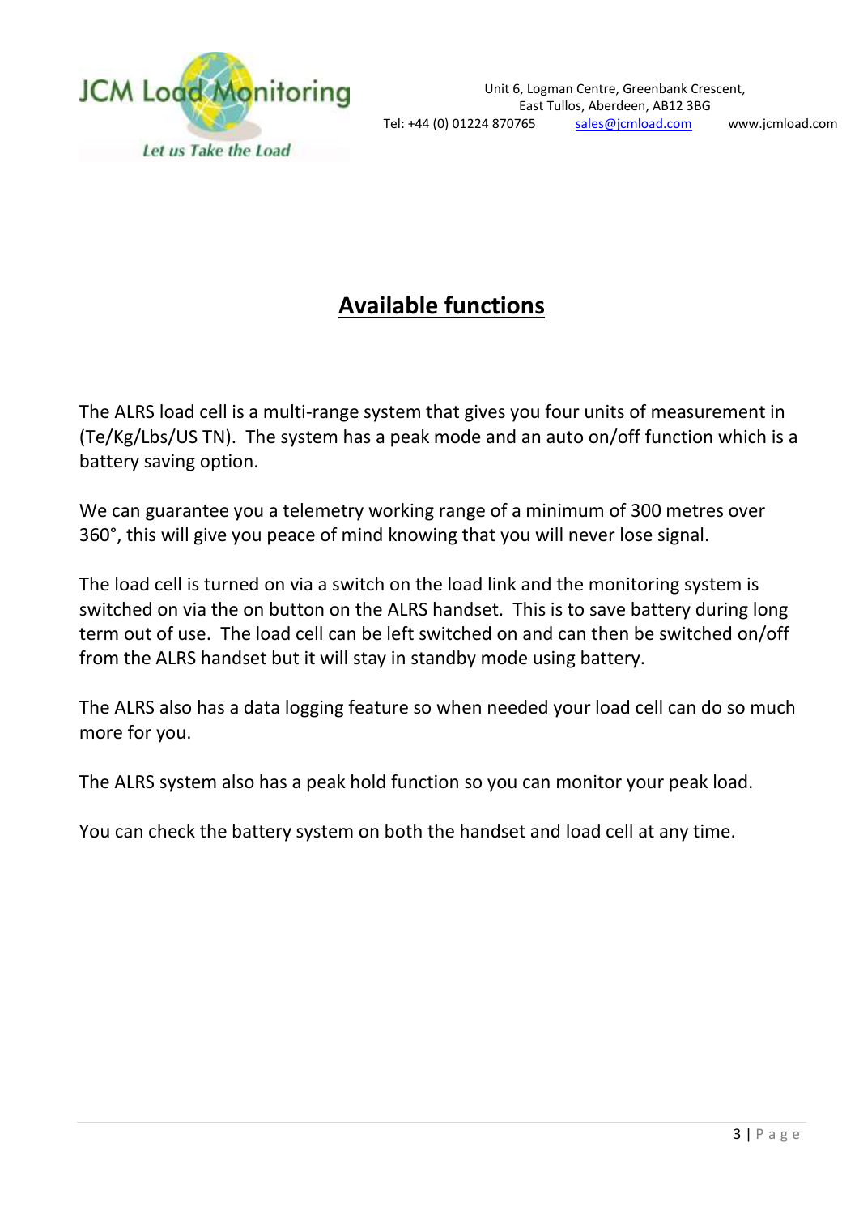## Available functions

The ALRS load cell is a multi-range system that gives you four units of measurement in (Te/Kg/Lbs/US TN). The system has a peak mode and an auto on/off function which is a battery saving option.

We can guarantee you a telemetry working range of a minimum of 300 metres over 360°, this will give you peace of mind knowing that you will never lose signal.

The load cell is turned on via a switch on the load link and the monitoring system is switched on via the on button on the ALRS handset. This is to save battery during long term out of use. The load cell can be left switched on and can then be switched on/off from the ALRS handset but it will stay in standby mode using battery.

The ALRS also has a data logging feature so when needed your load cell can do so much more for you.

The ALRS system also has a peak hold function so you can monitor your peak load.

You can check the battery system on both the handset and load cell at any time.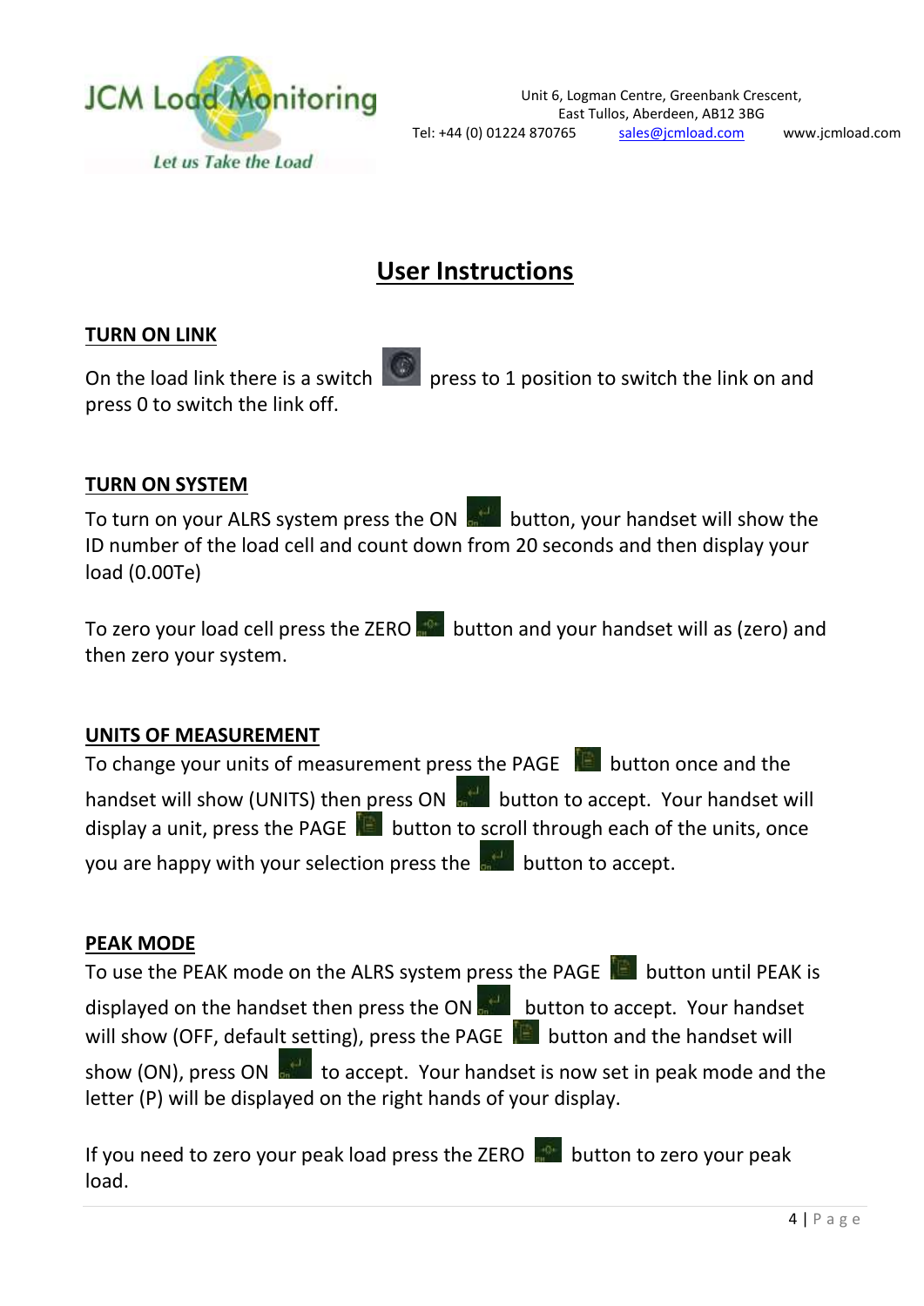JCM Load Monitoring

*Let us Take the Load*

Unit 6, Logman Centre, Greenbank Crescent,
East Tullos, Aberdeen, AB12 3BG
Tel: +44 (0) 01224 870765 sales@jcmload.com www.jcmload.com

# User Instructions

## TURN ON LINK

On the load link there is a switch press to 1 position to switch the link on and press 0 to switch the link off.

## TURN ON SYSTEM

To turn on your ALRS system press the ON button, your handset will show the ID number of the load cell and count down from 20 seconds and then display your load (0.00Te)

To zero your load cell press the ZERO button and your handset will as (zero) and then zero your system.

## UNITS OF MEASUREMENT

To change your units of measurement press the PAGE button once and the handset will show (UNITS) then press ON button to accept. Your handset will display a unit, press the PAGE button to scroll through each of the units, once you are happy with your selection press the button to accept.

## PEAK MODE

To use the PEAK mode on the ALRS system press the PAGE button until PEAK is displayed on the handset then press the ON button to accept. Your handset will show (OFF, default setting), press the PAGE button and the handset will show (ON), press ON to accept. Your handset is now set in peak mode and the letter (P) will be displayed on the right hands of your display.

If you need to zero your peak load press the ZERO button to zero your peak load.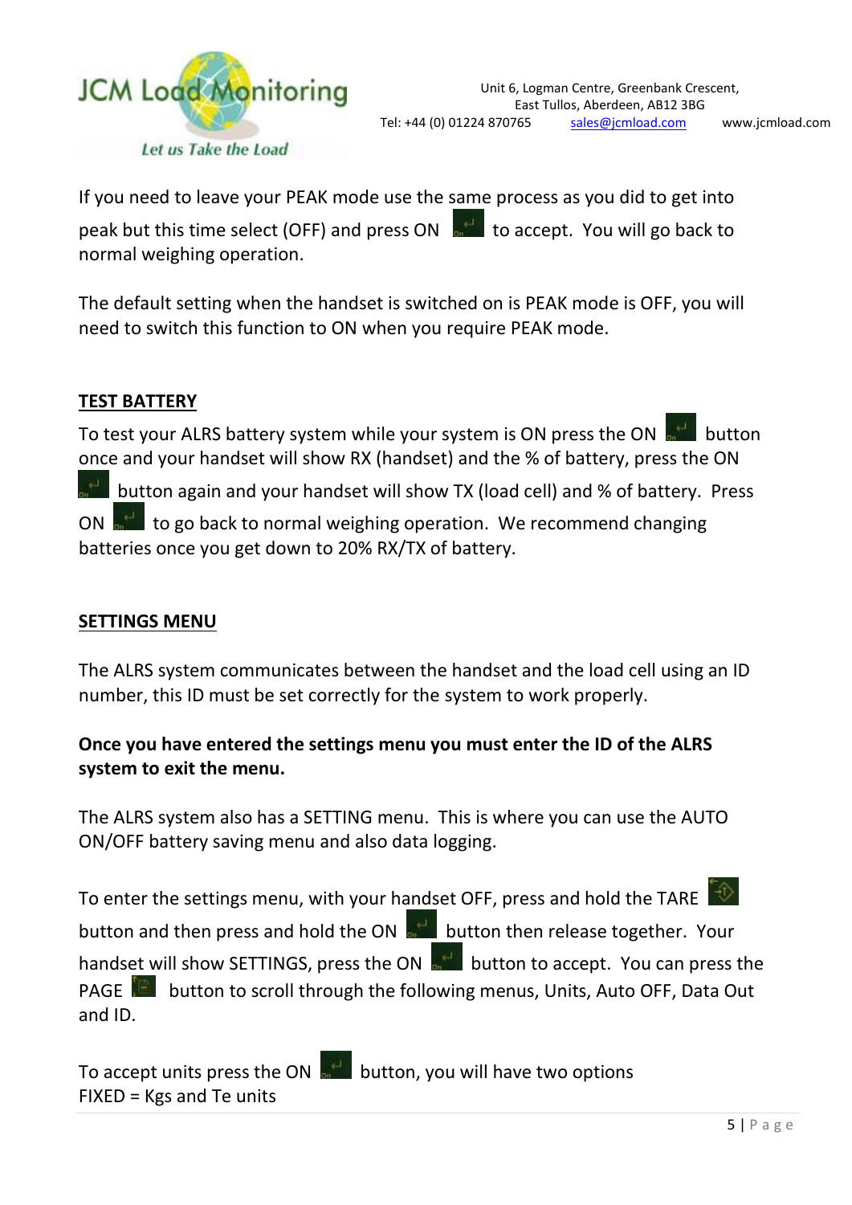If you need to leave your PEAK mode use the same process as you did to get into peak but this time select (OFF) and press ON to accept. You will go back to normal weighing operation.

The default setting when the handset is switched on is PEAK mode is OFF, you will need to switch this function to ON when you require PEAK mode.

## TEST BATTERY

To test your ALRS battery system while your system is ON press the ON button once and your handset will show RX (handset) and the % of battery, press the ON button again and your handset will show TX (load cell) and % of battery. Press ON to go back to normal weighing operation. We recommend changing batteries once you get down to 20% RX/TX of battery.

## SETTINGS MENU

The ALRS system communicates between the handset and the load cell using an ID number, this ID must be set correctly for the system to work properly.

**Once you have entered the settings menu you must enter the ID of the ALRS system to exit the menu.**

The ALRS system also has a SETTING menu. This is where you can use the AUTO ON/OFF battery saving menu and also data logging.

To enter the settings menu, with your handset OFF, press and hold the TARE button and then press and hold the ON button then release together. Your handset will show SETTINGS, press the ON button to accept. You can press the PAGE button to scroll through the following menus, Units, Auto OFF, Data Out and ID.

To accept units press the ON button, you will have two options
FIXED = Kgs and Te units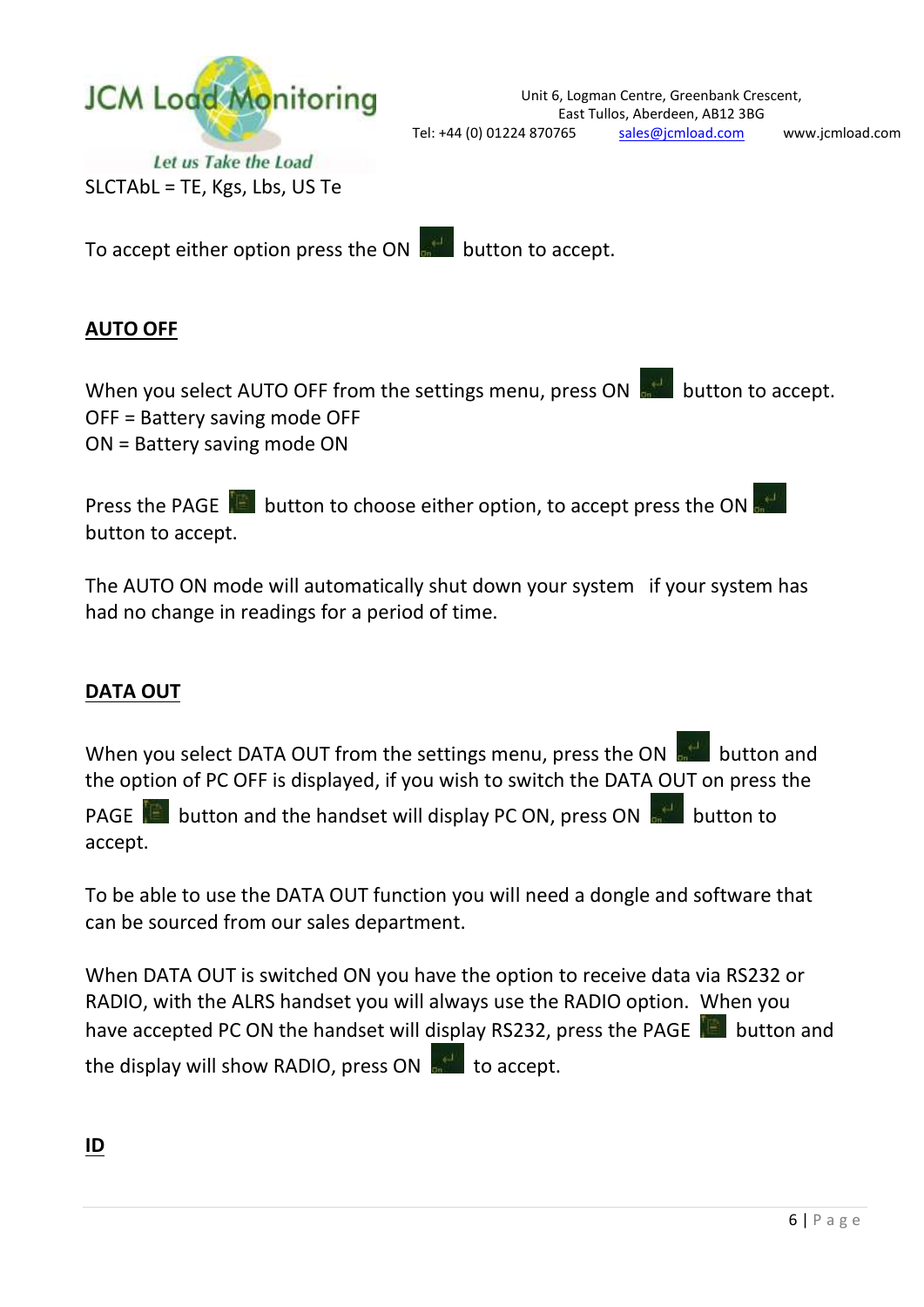SLCTAbL = TE, Kgs, Lbs, US Te

To accept either option press the ON button to accept.

## AUTO OFF

When you select AUTO OFF from the settings menu, press ON button to accept.
OFF = Battery saving mode OFF
ON = Battery saving mode ON

Press the PAGE button to choose either option, to accept press the ON button to accept.

The AUTO ON mode will automatically shut down your system if your system has had no change in readings for a period of time.

## DATA OUT

When you select DATA OUT from the settings menu, press the ON button and the option of PC OFF is displayed, if you wish to switch the DATA OUT on press the PAGE button and the handset will display PC ON, press ON button to accept.

To be able to use the DATA OUT function you will need a dongle and software that can be sourced from our sales department.

When DATA OUT is switched ON you have the option to receive data via RS232 or RADIO, with the ALRS handset you will always use the RADIO option. When you have accepted PC ON the handset will display RS232, press the PAGE button and the display will show RADIO, press ON to accept.

## ID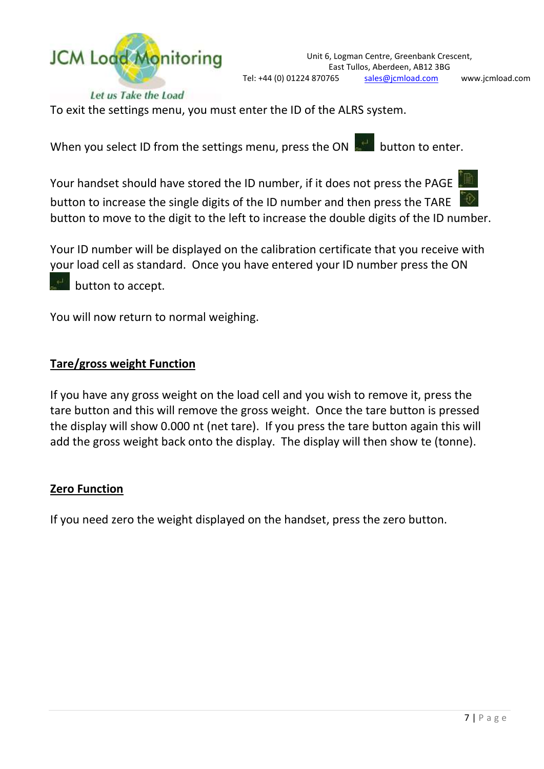To exit the settings menu, you must enter the ID of the ALRS system.

When you select ID from the settings menu, press the ON button to enter.

Your handset should have stored the ID number, if it does not press the PAGE button to increase the single digits of the ID number and then press the TARE button to move to the digit to the left to increase the double digits of the ID number.

Your ID number will be displayed on the calibration certificate that you receive with your load cell as standard. Once you have entered your ID number press the ON button to accept.

You will now return to normal weighing.

## Tare/gross weight Function

If you have any gross weight on the load cell and you wish to remove it, press the tare button and this will remove the gross weight. Once the tare button is pressed the display will show 0.000 nt (net tare). If you press the tare button again this will add the gross weight back onto the display. The display will then show te (tonne).

## Zero Function

If you need zero the weight displayed on the handset, press the zero button.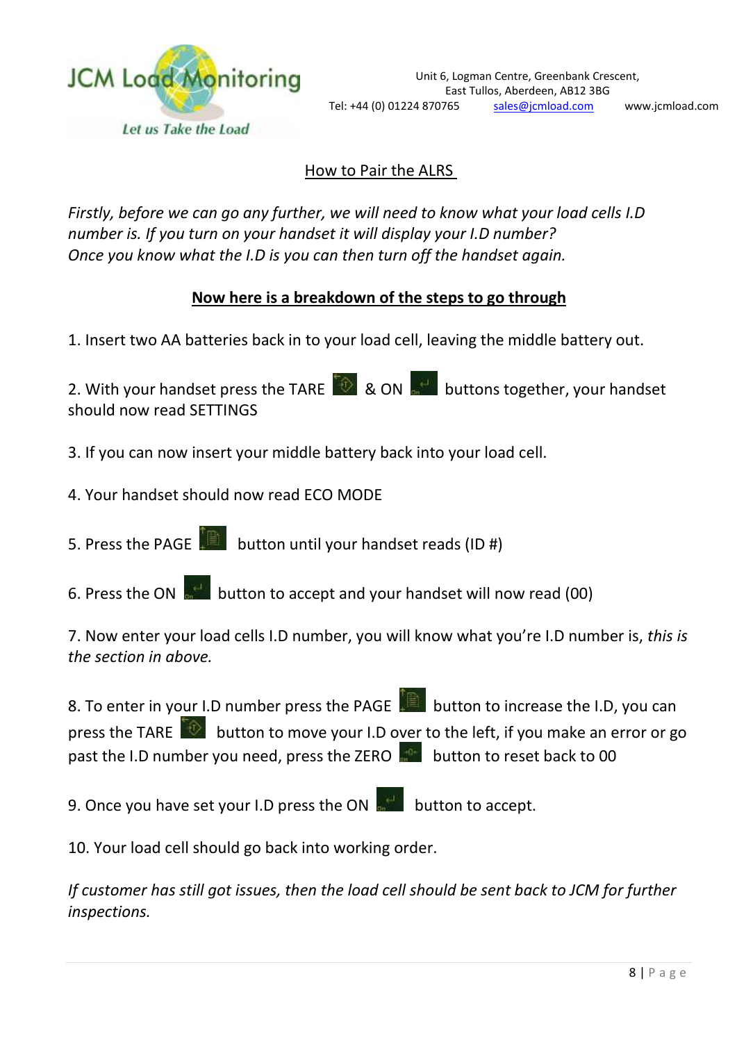JCM Load Monitoring

*Let us Take the Load*

Unit 6, Logman Centre, Greenbank Crescent,
East Tullos, Aberdeen, AB12 3BG
Tel: +44 (0) 01224 870765 sales@jcmload.com www.jcmload.com

## How to Pair the ALRS

*Firstly, before we can go any further, we will need to know what your load cells I.D number is. If you turn on your handset it will display your I.D number? Once you know what the I.D is you can then turn off the handset again.*

### Now here is a breakdown of the steps to go through

1. Insert two AA batteries back in to your load cell, leaving the middle battery out.

2. With your handset press the TARE & ON buttons together, your handset should now read SETTINGS

3. If you can now insert your middle battery back into your load cell.

4. Your handset should now read ECO MODE

5. Press the PAGE button until your handset reads (ID #)

6. Press the ON button to accept and your handset will now read (00)

7. Now enter your load cells I.D number, you will know what you're I.D number is, *this is the section in above.*

8. To enter in your I.D number press the PAGE button to increase the I.D, you can press the TARE button to move your I.D over to the left, if you make an error or go past the I.D number you need, press the ZERO button to reset back to 00

9. Once you have set your I.D press the ON button to accept.

10. Your load cell should go back into working order.

*If customer has still got issues, then the load cell should be sent back to JCM for further inspections.*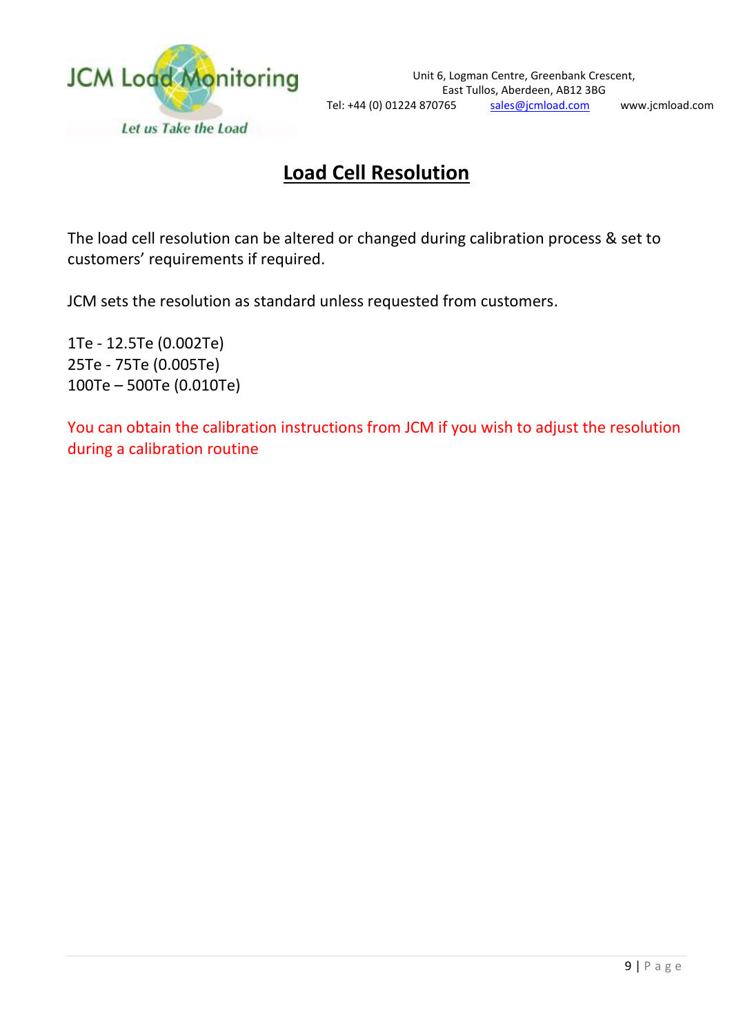# Load Cell Resolution

The load cell resolution can be altered or changed during calibration process & set to customers' requirements if required.

JCM sets the resolution as standard unless requested from customers.

1Te - 12.5Te (0.002Te)
25Te - 75Te (0.005Te)
100Te – 500Te (0.010Te)

You can obtain the calibration instructions from JCM if you wish to adjust the resolution during a calibration routine